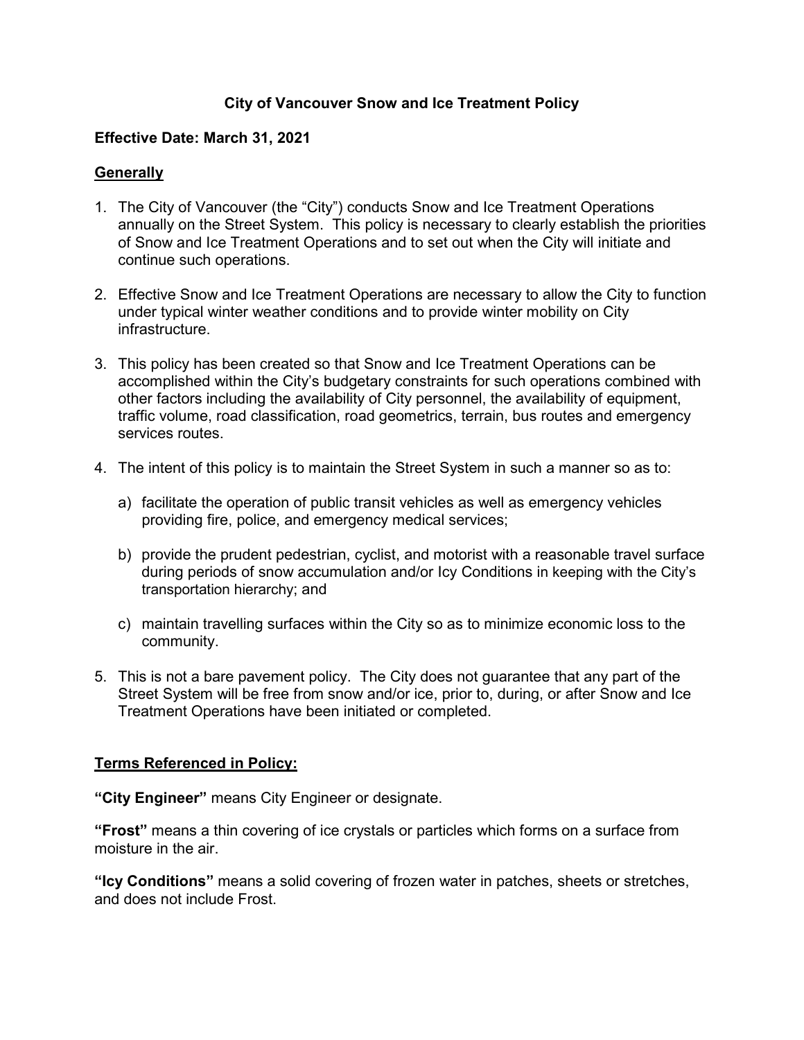# City of Vancouver Snow and Ice Treatment Policy

**Effective Date: March 31, 2021**

## Generally

1. The City of Vancouver (the "City") conducts Snow and Ice Treatment Operations annually on the Street System. This policy is necessary to clearly establish the priorities of Snow and Ice Treatment Operations and to set out when the City will initiate and continue such operations.

2. Effective Snow and Ice Treatment Operations are necessary to allow the City to function under typical winter weather conditions and to provide winter mobility on City infrastructure.

3. This policy has been created so that Snow and Ice Treatment Operations can be accomplished within the City's budgetary constraints for such operations combined with other factors including the availability of City personnel, the availability of equipment, traffic volume, road classification, road geometrics, terrain, bus routes and emergency services routes.

4. The intent of this policy is to maintain the Street System in such a manner so as to:

   a) facilitate the operation of public transit vehicles as well as emergency vehicles providing fire, police, and emergency medical services;

   b) provide the prudent pedestrian, cyclist, and motorist with a reasonable travel surface during periods of snow accumulation and/or Icy Conditions in keeping with the City's transportation hierarchy; and

   c) maintain travelling surfaces within the City so as to minimize economic loss to the community.

5. This is not a bare pavement policy. The City does not guarantee that any part of the Street System will be free from snow and/or ice, prior to, during, or after Snow and Ice Treatment Operations have been initiated or completed.

## Terms Referenced in Policy:

**"City Engineer"** means City Engineer or designate.

**"Frost"** means a thin covering of ice crystals or particles which forms on a surface from moisture in the air.

**"Icy Conditions"** means a solid covering of frozen water in patches, sheets or stretches, and does not include Frost.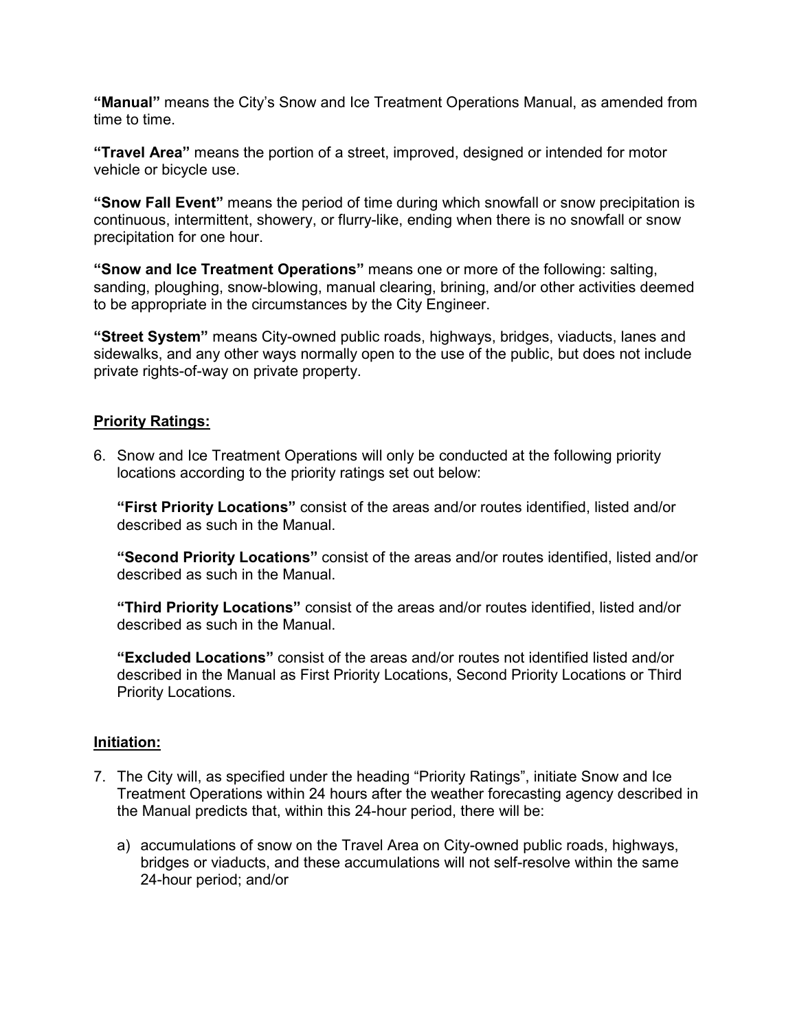**"Manual"** means the City's Snow and Ice Treatment Operations Manual, as amended from time to time.

**"Travel Area"** means the portion of a street, improved, designed or intended for motor vehicle or bicycle use.

**"Snow Fall Event"** means the period of time during which snowfall or snow precipitation is continuous, intermittent, showery, or flurry-like, ending when there is no snowfall or snow precipitation for one hour.

**"Snow and Ice Treatment Operations"** means one or more of the following: salting, sanding, ploughing, snow-blowing, manual clearing, brining, and/or other activities deemed to be appropriate in the circumstances by the City Engineer.

**"Street System"** means City-owned public roads, highways, bridges, viaducts, lanes and sidewalks, and any other ways normally open to the use of the public, but does not include private rights-of-way on private property.

**Priority Ratings:**

6. Snow and Ice Treatment Operations will only be conducted at the following priority locations according to the priority ratings set out below:

   **"First Priority Locations"** consist of the areas and/or routes identified, listed and/or described as such in the Manual.

   **"Second Priority Locations"** consist of the areas and/or routes identified, listed and/or described as such in the Manual.

   **"Third Priority Locations"** consist of the areas and/or routes identified, listed and/or described as such in the Manual.

   **"Excluded Locations"** consist of the areas and/or routes not identified listed and/or described in the Manual as First Priority Locations, Second Priority Locations or Third Priority Locations.

**Initiation:**

7. The City will, as specified under the heading "Priority Ratings", initiate Snow and Ice Treatment Operations within 24 hours after the weather forecasting agency described in the Manual predicts that, within this 24-hour period, there will be:

   a) accumulations of snow on the Travel Area on City-owned public roads, highways, bridges or viaducts, and these accumulations will not self-resolve within the same 24-hour period; and/or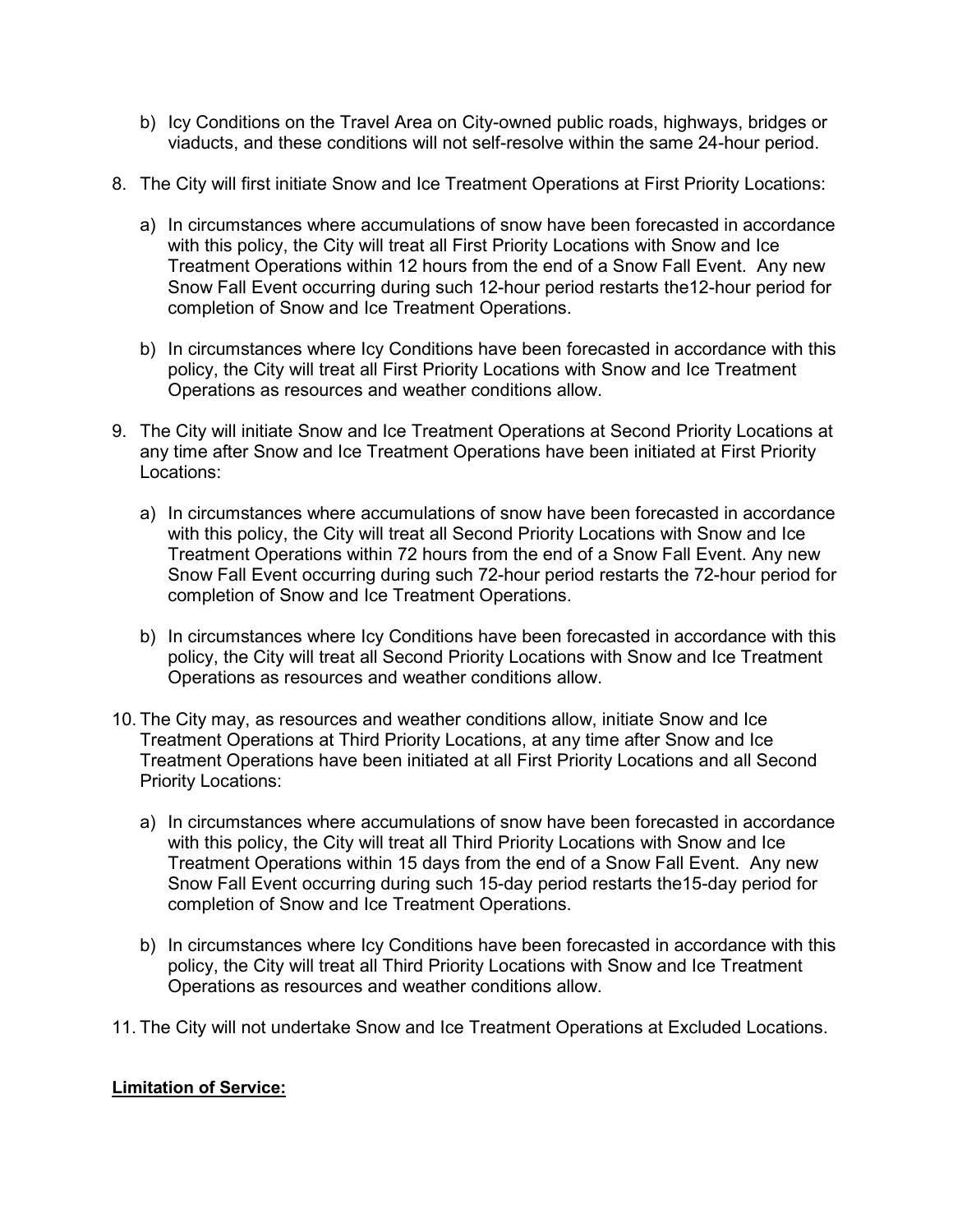b) Icy Conditions on the Travel Area on City-owned public roads, highways, bridges or viaducts, and these conditions will not self-resolve within the same 24-hour period.

8. The City will first initiate Snow and Ice Treatment Operations at First Priority Locations:

   a) In circumstances where accumulations of snow have been forecasted in accordance with this policy, the City will treat all First Priority Locations with Snow and Ice Treatment Operations within 12 hours from the end of a Snow Fall Event. Any new Snow Fall Event occurring during such 12-hour period restarts the12-hour period for completion of Snow and Ice Treatment Operations.

   b) In circumstances where Icy Conditions have been forecasted in accordance with this policy, the City will treat all First Priority Locations with Snow and Ice Treatment Operations as resources and weather conditions allow.

9. The City will initiate Snow and Ice Treatment Operations at Second Priority Locations at any time after Snow and Ice Treatment Operations have been initiated at First Priority Locations:

   a) In circumstances where accumulations of snow have been forecasted in accordance with this policy, the City will treat all Second Priority Locations with Snow and Ice Treatment Operations within 72 hours from the end of a Snow Fall Event. Any new Snow Fall Event occurring during such 72-hour period restarts the 72-hour period for completion of Snow and Ice Treatment Operations.

   b) In circumstances where Icy Conditions have been forecasted in accordance with this policy, the City will treat all Second Priority Locations with Snow and Ice Treatment Operations as resources and weather conditions allow.

10. The City may, as resources and weather conditions allow, initiate Snow and Ice Treatment Operations at Third Priority Locations, at any time after Snow and Ice Treatment Operations have been initiated at all First Priority Locations and all Second Priority Locations:

    a) In circumstances where accumulations of snow have been forecasted in accordance with this policy, the City will treat all Third Priority Locations with Snow and Ice Treatment Operations within 15 days from the end of a Snow Fall Event. Any new Snow Fall Event occurring during such 15-day period restarts the15-day period for completion of Snow and Ice Treatment Operations.

    b) In circumstances where Icy Conditions have been forecasted in accordance with this policy, the City will treat all Third Priority Locations with Snow and Ice Treatment Operations as resources and weather conditions allow.

11. The City will not undertake Snow and Ice Treatment Operations at Excluded Locations.

**Limitation of Service:**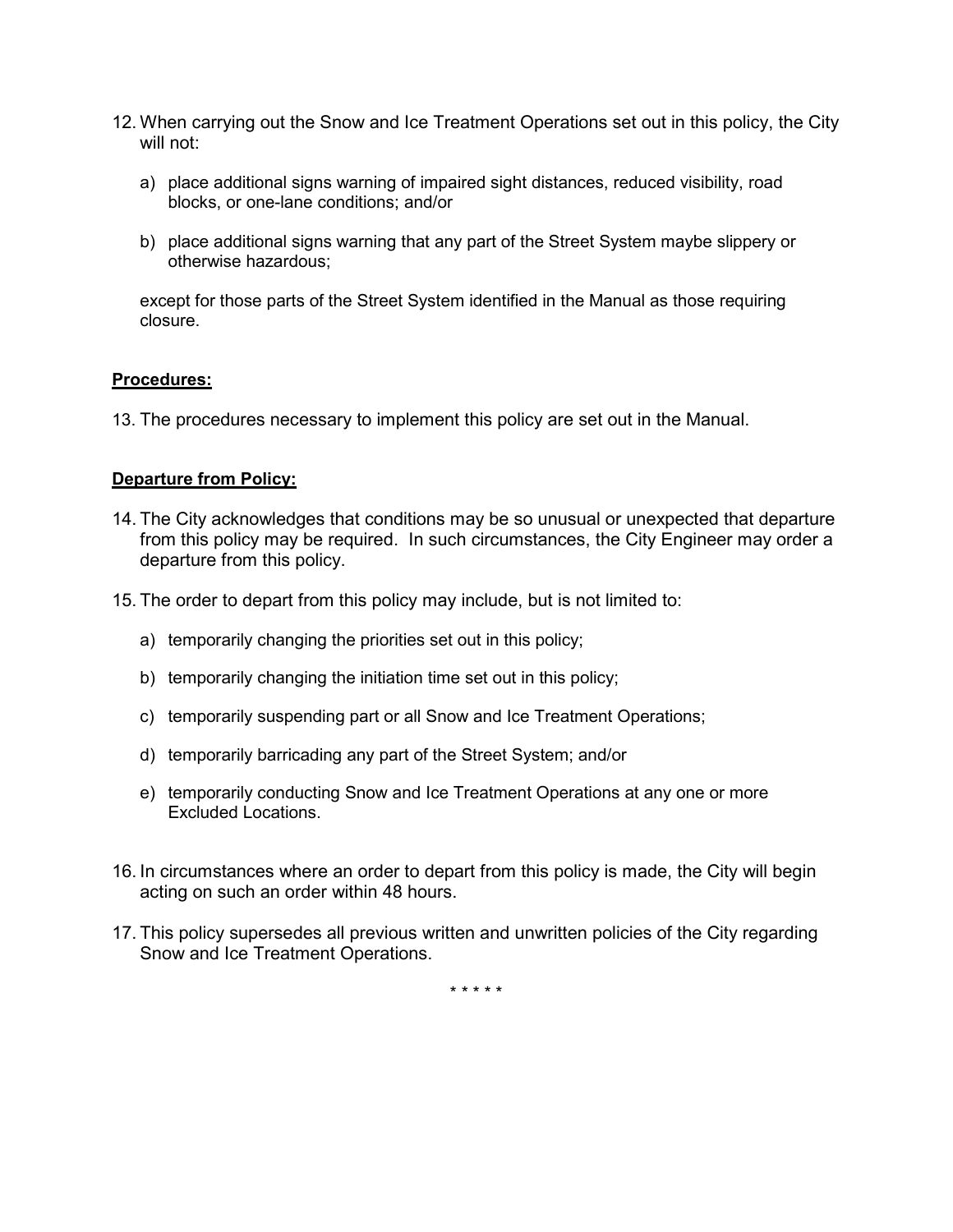12. When carrying out the Snow and Ice Treatment Operations set out in this policy, the City will not:

    a) place additional signs warning of impaired sight distances, reduced visibility, road blocks, or one-lane conditions; and/or

    b) place additional signs warning that any part of the Street System maybe slippery or otherwise hazardous;

    except for those parts of the Street System identified in the Manual as those requiring closure.

**Procedures:**

13. The procedures necessary to implement this policy are set out in the Manual.

**Departure from Policy:**

14. The City acknowledges that conditions may be so unusual or unexpected that departure from this policy may be required. In such circumstances, the City Engineer may order a departure from this policy.

15. The order to depart from this policy may include, but is not limited to:

    a) temporarily changing the priorities set out in this policy;

    b) temporarily changing the initiation time set out in this policy;

    c) temporarily suspending part or all Snow and Ice Treatment Operations;

    d) temporarily barricading any part of the Street System; and/or

    e) temporarily conducting Snow and Ice Treatment Operations at any one or more Excluded Locations.

16. In circumstances where an order to depart from this policy is made, the City will begin acting on such an order within 48 hours.

17. This policy supersedes all previous written and unwritten policies of the City regarding Snow and Ice Treatment Operations.

\* \* \* \* \*